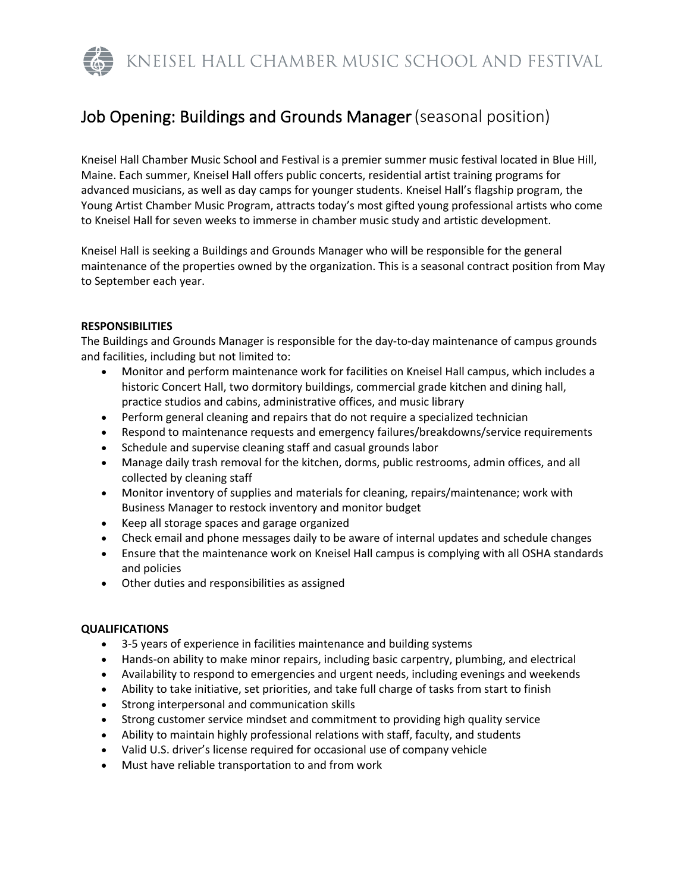# Job Opening: Buildings and Grounds Manager (seasonal position)

Kneisel Hall Chamber Music School and Festival is a premier summer music festival located in Blue Hill, Maine. Each summer, Kneisel Hall offers public concerts, residential artist training programs for advanced musicians, as well as day camps for younger students. Kneisel Hall's flagship program, the Young Artist Chamber Music Program, attracts today's most gifted young professional artists who come to Kneisel Hall for seven weeks to immerse in chamber music study and artistic development.

Kneisel Hall is seeking a Buildings and Grounds Manager who will be responsible for the general maintenance of the properties owned by the organization. This is a seasonal contract position from May to September each year.

**RESPONSIBILITIES**

The Buildings and Grounds Manager is responsible for the day-to-day maintenance of campus grounds and facilities, including but not limited to:

- Monitor and perform maintenance work for facilities on Kneisel Hall campus, which includes a historic Concert Hall, two dormitory buildings, commercial grade kitchen and dining hall, practice studios and cabins, administrative offices, and music library
- Perform general cleaning and repairs that do not require a specialized technician
- Respond to maintenance requests and emergency failures/breakdowns/service requirements
- Schedule and supervise cleaning staff and casual grounds labor
- Manage daily trash removal for the kitchen, dorms, public restrooms, admin offices, and all collected by cleaning staff
- Monitor inventory of supplies and materials for cleaning, repairs/maintenance; work with Business Manager to restock inventory and monitor budget
- Keep all storage spaces and garage organized
- Check email and phone messages daily to be aware of internal updates and schedule changes
- Ensure that the maintenance work on Kneisel Hall campus is complying with all OSHA standards and policies
- Other duties and responsibilities as assigned

**QUALIFICATIONS**

- 3-5 years of experience in facilities maintenance and building systems
- Hands-on ability to make minor repairs, including basic carpentry, plumbing, and electrical
- Availability to respond to emergencies and urgent needs, including evenings and weekends
- Ability to take initiative, set priorities, and take full charge of tasks from start to finish
- Strong interpersonal and communication skills
- Strong customer service mindset and commitment to providing high quality service
- Ability to maintain highly professional relations with staff, faculty, and students
- Valid U.S. driver's license required for occasional use of company vehicle
- Must have reliable transportation to and from work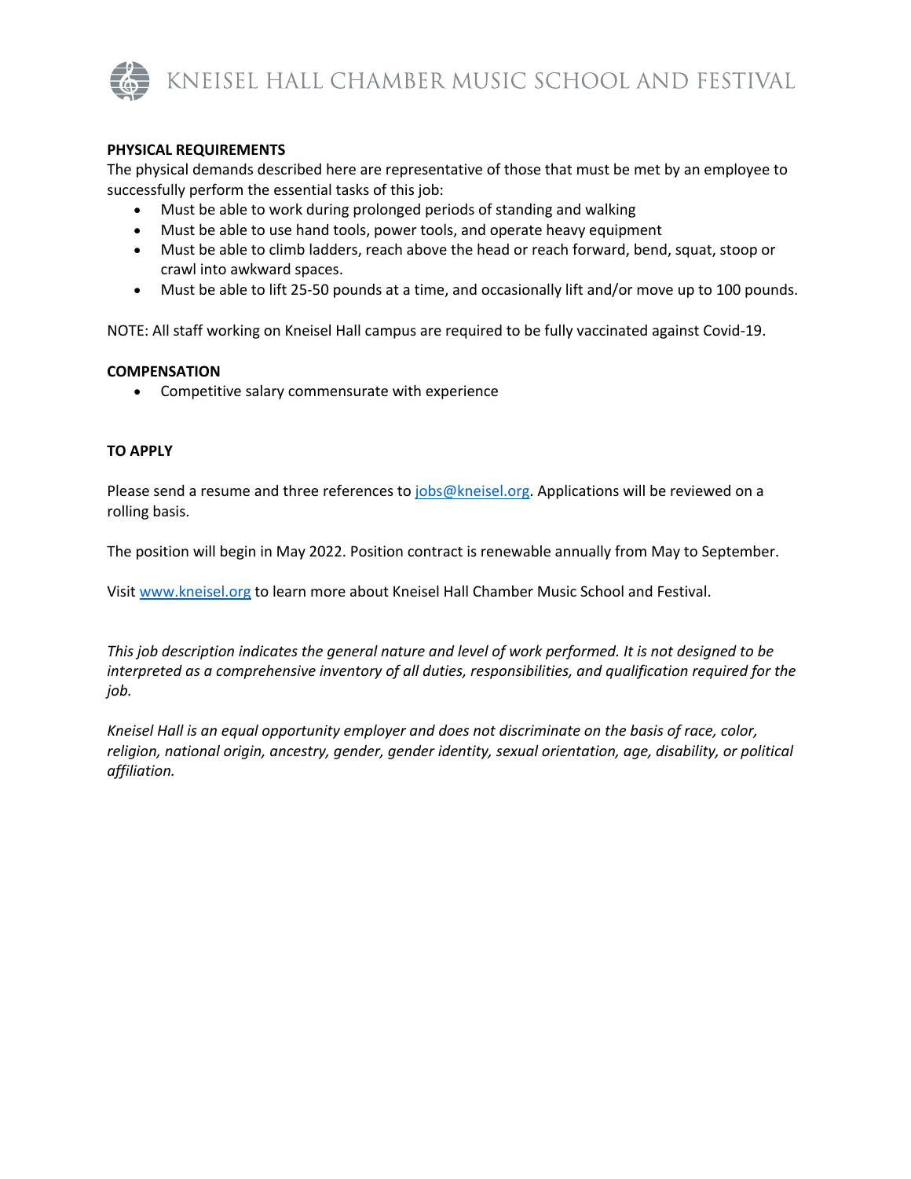**PHYSICAL REQUIREMENTS**

The physical demands described here are representative of those that must be met by an employee to successfully perform the essential tasks of this job:

- Must be able to work during prolonged periods of standing and walking
- Must be able to use hand tools, power tools, and operate heavy equipment
- Must be able to climb ladders, reach above the head or reach forward, bend, squat, stoop or crawl into awkward spaces.
- Must be able to lift 25-50 pounds at a time, and occasionally lift and/or move up to 100 pounds.

NOTE: All staff working on Kneisel Hall campus are required to be fully vaccinated against Covid-19.

**COMPENSATION**

- Competitive salary commensurate with experience

**TO APPLY**

Please send a resume and three references to [jobs@kneisel.org](mailto:jobs@kneisel.org). Applications will be reviewed on a rolling basis.

The position will begin in May 2022. Position contract is renewable annually from May to September.

Visit [www.kneisel.org](http://www.kneisel.org) to learn more about Kneisel Hall Chamber Music School and Festival.

*This job description indicates the general nature and level of work performed. It is not designed to be interpreted as a comprehensive inventory of all duties, responsibilities, and qualification required for the job.*

*Kneisel Hall is an equal opportunity employer and does not discriminate on the basis of race, color, religion, national origin, ancestry, gender, gender identity, sexual orientation, age, disability, or political affiliation.*